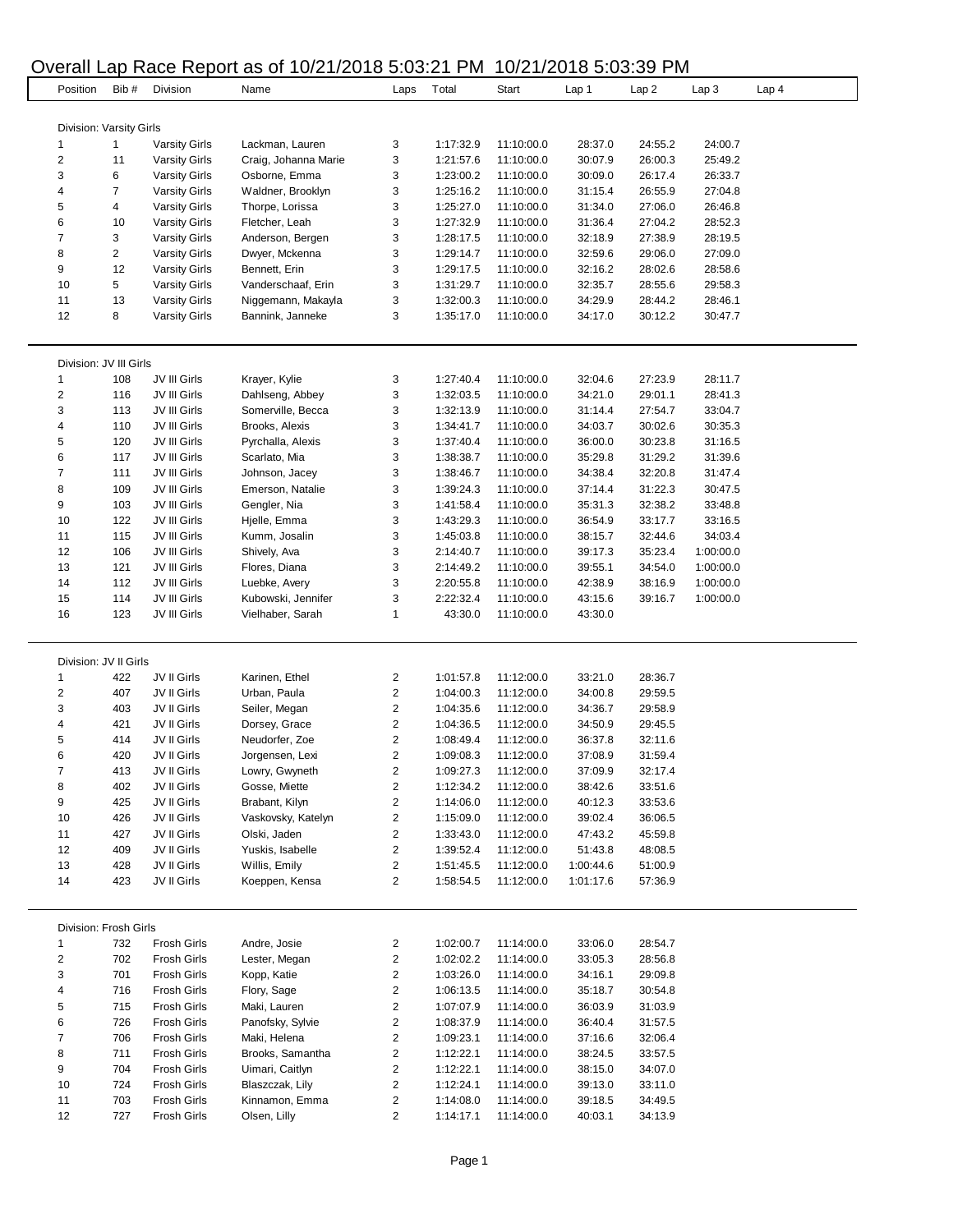# Overall Lap Race Report as of 10/21/2018 5:03:21 PM 10/21/2018 5:03:39 PM

| Position | Bib # | Division | Name | Laps | Total | Start | Lap 1 | Lap 2 | Lap 3 | Lap 4 |
|---|---|---|---|---|---|---|---|---|---|---|
| **Division: Varsity Girls** | | | | | | | | | | |
| 1 | 1 | Varsity Girls | Lackman, Lauren | 3 | 1:17:32.9 | 11:10:00.0 | 28:37.0 | 24:55.2 | 24:00.7 | |
| 2 | 11 | Varsity Girls | Craig, Johanna Marie | 3 | 1:21:57.6 | 11:10:00.0 | 30:07.9 | 26:00.3 | 25:49.2 | |
| 3 | 6 | Varsity Girls | Osborne, Emma | 3 | 1:23:00.2 | 11:10:00.0 | 30:09.0 | 26:17.4 | 26:33.7 | |
| 4 | 7 | Varsity Girls | Waldner, Brooklyn | 3 | 1:25:16.2 | 11:10:00.0 | 31:15.4 | 26:55.9 | 27:04.8 | |
| 5 | 4 | Varsity Girls | Thorpe, Lorissa | 3 | 1:25:27.0 | 11:10:00.0 | 31:34.0 | 27:06.0 | 26:46.8 | |
| 6 | 10 | Varsity Girls | Fletcher, Leah | 3 | 1:27:32.9 | 11:10:00.0 | 31:36.4 | 27:04.2 | 28:52.3 | |
| 7 | 3 | Varsity Girls | Anderson, Bergen | 3 | 1:28:17.5 | 11:10:00.0 | 32:18.9 | 27:38.9 | 28:19.5 | |
| 8 | 2 | Varsity Girls | Dwyer, Mckenna | 3 | 1:29:14.7 | 11:10:00.0 | 32:59.6 | 29:06.0 | 27:09.0 | |
| 9 | 12 | Varsity Girls | Bennett, Erin | 3 | 1:29:17.5 | 11:10:00.0 | 32:16.2 | 28:02.6 | 28:58.6 | |
| 10 | 5 | Varsity Girls | Vanderschaaf, Erin | 3 | 1:31:29.7 | 11:10:00.0 | 32:35.7 | 28:55.6 | 29:58.3 | |
| 11 | 13 | Varsity Girls | Niggemann, Makayla | 3 | 1:32:00.3 | 11:10:00.0 | 34:29.9 | 28:44.2 | 28:46.1 | |
| 12 | 8 | Varsity Girls | Bannink, Janneke | 3 | 1:35:17.0 | 11:10:00.0 | 34:17.0 | 30:12.2 | 30:47.7 | |
| **Division: JV III Girls** | | | | | | | | | | |
| 1 | 108 | JV III Girls | Krayer, Kylie | 3 | 1:27:40.4 | 11:10:00.0 | 32:04.6 | 27:23.9 | 28:11.7 | |
| 2 | 116 | JV III Girls | Dahlseng, Abbey | 3 | 1:32:03.5 | 11:10:00.0 | 34:21.0 | 29:01.1 | 28:41.3 | |
| 3 | 113 | JV III Girls | Somerville, Becca | 3 | 1:32:13.9 | 11:10:00.0 | 31:14.4 | 27:54.7 | 33:04.7 | |
| 4 | 110 | JV III Girls | Brooks, Alexis | 3 | 1:34:41.7 | 11:10:00.0 | 34:03.7 | 30:02.6 | 30:35.3 | |
| 5 | 120 | JV III Girls | Pyrchalla, Alexis | 3 | 1:37:40.4 | 11:10:00.0 | 36:00.0 | 30:23.8 | 31:16.5 | |
| 6 | 117 | JV III Girls | Scarlato, Mia | 3 | 1:38:38.7 | 11:10:00.0 | 35:29.8 | 31:29.2 | 31:39.6 | |
| 7 | 111 | JV III Girls | Johnson, Jacey | 3 | 1:38:46.7 | 11:10:00.0 | 34:38.4 | 32:20.8 | 31:47.4 | |
| 8 | 109 | JV III Girls | Emerson, Natalie | 3 | 1:39:24.3 | 11:10:00.0 | 37:14.4 | 31:22.3 | 30:47.5 | |
| 9 | 103 | JV III Girls | Gengler, Nia | 3 | 1:41:58.4 | 11:10:00.0 | 35:31.3 | 32:38.2 | 33:48.8 | |
| 10 | 122 | JV III Girls | Hjelle, Emma | 3 | 1:43:29.3 | 11:10:00.0 | 36:54.9 | 33:17.7 | 33:16.5 | |
| 11 | 115 | JV III Girls | Kumm, Josalin | 3 | 1:45:03.8 | 11:10:00.0 | 38:15.7 | 32:44.6 | 34:03.4 | |
| 12 | 106 | JV III Girls | Shively, Ava | 3 | 2:14:40.7 | 11:10:00.0 | 39:17.3 | 35:23.4 | 1:00:00.0 | |
| 13 | 121 | JV III Girls | Flores, Diana | 3 | 2:14:49.2 | 11:10:00.0 | 39:55.1 | 34:54.0 | 1:00:00.0 | |
| 14 | 112 | JV III Girls | Luebke, Avery | 3 | 2:20:55.8 | 11:10:00.0 | 42:38.9 | 38:16.9 | 1:00:00.0 | |
| 15 | 114 | JV III Girls | Kubowski, Jennifer | 3 | 2:22:32.4 | 11:10:00.0 | 43:15.6 | 39:16.7 | 1:00:00.0 | |
| 16 | 123 | JV III Girls | Vielhaber, Sarah | 1 | 43:30.0 | 11:10:00.0 | 43:30.0 | | | |
| **Division: JV II Girls** | | | | | | | | | | |
| 1 | 422 | JV II Girls | Karinen, Ethel | 2 | 1:01:57.8 | 11:12:00.0 | 33:21.0 | 28:36.7 | | |
| 2 | 407 | JV II Girls | Urban, Paula | 2 | 1:04:00.3 | 11:12:00.0 | 34:00.8 | 29:59.5 | | |
| 3 | 403 | JV II Girls | Seiler, Megan | 2 | 1:04:35.6 | 11:12:00.0 | 34:36.7 | 29:58.9 | | |
| 4 | 421 | JV II Girls | Dorsey, Grace | 2 | 1:04:36.5 | 11:12:00.0 | 34:50.9 | 29:45.5 | | |
| 5 | 414 | JV II Girls | Neudorfer, Zoe | 2 | 1:08:49.4 | 11:12:00.0 | 36:37.8 | 32:11.6 | | |
| 6 | 420 | JV II Girls | Jorgensen, Lexi | 2 | 1:09:08.3 | 11:12:00.0 | 37:08.9 | 31:59.4 | | |
| 7 | 413 | JV II Girls | Lowry, Gwyneth | 2 | 1:09:27.3 | 11:12:00.0 | 37:09.9 | 32:17.4 | | |
| 8 | 402 | JV II Girls | Gosse, Miette | 2 | 1:12:34.2 | 11:12:00.0 | 38:42.6 | 33:51.6 | | |
| 9 | 425 | JV II Girls | Brabant, Kilyn | 2 | 1:14:06.0 | 11:12:00.0 | 40:12.3 | 33:53.6 | | |
| 10 | 426 | JV II Girls | Vaskovsky, Katelyn | 2 | 1:15:09.0 | 11:12:00.0 | 39:02.4 | 36:06.5 | | |
| 11 | 427 | JV II Girls | Olski, Jaden | 2 | 1:33:43.0 | 11:12:00.0 | 47:43.2 | 45:59.8 | | |
| 12 | 409 | JV II Girls | Yuskis, Isabelle | 2 | 1:39:52.4 | 11:12:00.0 | 51:43.8 | 48:08.5 | | |
| 13 | 428 | JV II Girls | Willis, Emily | 2 | 1:51:45.5 | 11:12:00.0 | 1:00:44.6 | 51:00.9 | | |
| 14 | 423 | JV II Girls | Koeppen, Kensa | 2 | 1:58:54.5 | 11:12:00.0 | 1:01:17.6 | 57:36.9 | | |
| **Division: Frosh Girls** | | | | | | | | | | |
| 1 | 732 | Frosh Girls | Andre, Josie | 2 | 1:02:00.7 | 11:14:00.0 | 33:06.0 | 28:54.7 | | |
| 2 | 702 | Frosh Girls | Lester, Megan | 2 | 1:02:02.2 | 11:14:00.0 | 33:05.3 | 28:56.8 | | |
| 3 | 701 | Frosh Girls | Kopp, Katie | 2 | 1:03:26.0 | 11:14:00.0 | 34:16.1 | 29:09.8 | | |
| 4 | 716 | Frosh Girls | Flory, Sage | 2 | 1:06:13.5 | 11:14:00.0 | 35:18.7 | 30:54.8 | | |
| 5 | 715 | Frosh Girls | Maki, Lauren | 2 | 1:07:07.9 | 11:14:00.0 | 36:03.9 | 31:03.9 | | |
| 6 | 726 | Frosh Girls | Panofsky, Sylvie | 2 | 1:08:37.9 | 11:14:00.0 | 36:40.4 | 31:57.5 | | |
| 7 | 706 | Frosh Girls | Maki, Helena | 2 | 1:09:23.1 | 11:14:00.0 | 37:16.6 | 32:06.4 | | |
| 8 | 711 | Frosh Girls | Brooks, Samantha | 2 | 1:12:22.1 | 11:14:00.0 | 38:24.5 | 33:57.5 | | |
| 9 | 704 | Frosh Girls | Uimari, Caitlyn | 2 | 1:12:22.1 | 11:14:00.0 | 38:15.0 | 34:07.0 | | |
| 10 | 724 | Frosh Girls | Blaszczak, Lily | 2 | 1:12:24.1 | 11:14:00.0 | 39:13.0 | 33:11.0 | | |
| 11 | 703 | Frosh Girls | Kinnamon, Emma | 2 | 1:14:08.0 | 11:14:00.0 | 39:18.5 | 34:49.5 | | |
| 12 | 727 | Frosh Girls | Olsen, Lilly | 2 | 1:14:17.1 | 11:14:00.0 | 40:03.1 | 34:13.9 | | |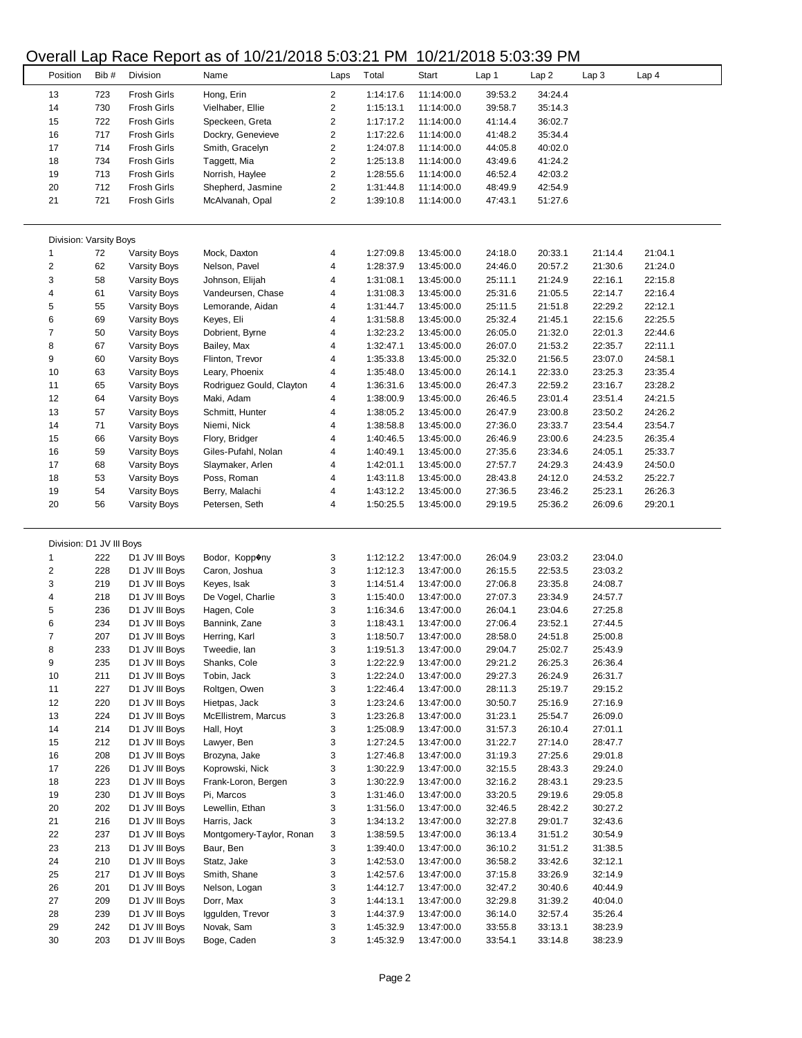# Overall Lap Race Report as of 10/21/2018 5:03:21 PM 10/21/2018 5:03:39 PM

| Position | Bib # | Division | Name | Laps | Total | Start | Lap 1 | Lap 2 | Lap 3 | Lap 4 |
|---|---|---|---|---|---|---|---|---|---|---|
| 13 | 723 | Frosh Girls | Hong, Erin | 2 | 1:14:17.6 | 11:14:00.0 | 39:53.2 | 34:24.4 | | |
| 14 | 730 | Frosh Girls | Vielhaber, Ellie | 2 | 1:15:13.1 | 11:14:00.0 | 39:58.7 | 35:14.3 | | |
| 15 | 722 | Frosh Girls | Speckeen, Greta | 2 | 1:17:17.2 | 11:14:00.0 | 41:14.4 | 36:02.7 | | |
| 16 | 717 | Frosh Girls | Dockry, Genevieve | 2 | 1:17:22.6 | 11:14:00.0 | 41:48.2 | 35:34.4 | | |
| 17 | 714 | Frosh Girls | Smith, Gracelyn | 2 | 1:24:07.8 | 11:14:00.0 | 44:05.8 | 40:02.0 | | |
| 18 | 734 | Frosh Girls | Taggett, Mia | 2 | 1:25:13.8 | 11:14:00.0 | 43:49.6 | 41:24.2 | | |
| 19 | 713 | Frosh Girls | Norrish, Haylee | 2 | 1:28:55.6 | 11:14:00.0 | 46:52.4 | 42:03.2 | | |
| 20 | 712 | Frosh Girls | Shepherd, Jasmine | 2 | 1:31:44.8 | 11:14:00.0 | 48:49.9 | 42:54.9 | | |
| 21 | 721 | Frosh Girls | McAlvanah, Opal | 2 | 1:39:10.8 | 11:14:00.0 | 47:43.1 | 51:27.6 | | |

Division: Varsity Boys

| Position | Bib # | Division | Name | Laps | Total | Start | Lap 1 | Lap 2 | Lap 3 | Lap 4 |
|---|---|---|---|---|---|---|---|---|---|---|
| 1 | 72 | Varsity Boys | Mock, Daxton | 4 | 1:27:09.8 | 13:45:00.0 | 24:18.0 | 20:33.1 | 21:14.4 | 21:04.1 |
| 2 | 62 | Varsity Boys | Nelson, Pavel | 4 | 1:28:37.9 | 13:45:00.0 | 24:46.0 | 20:57.2 | 21:30.6 | 21:24.0 |
| 3 | 58 | Varsity Boys | Johnson, Elijah | 4 | 1:31:08.1 | 13:45:00.0 | 25:11.1 | 21:24.9 | 22:16.1 | 22:15.8 |
| 4 | 61 | Varsity Boys | Vandeursen, Chase | 4 | 1:31:08.3 | 13:45:00.0 | 25:31.6 | 21:05.5 | 22:14.7 | 22:16.4 |
| 5 | 55 | Varsity Boys | Lemorande, Aidan | 4 | 1:31:44.7 | 13:45:00.0 | 25:11.5 | 21:51.8 | 22:29.2 | 22:12.1 |
| 6 | 69 | Varsity Boys | Keyes, Eli | 4 | 1:31:58.8 | 13:45:00.0 | 25:32.4 | 21:45.1 | 22:15.6 | 22:25.5 |
| 7 | 50 | Varsity Boys | Dobrient, Byrne | 4 | 1:32:23.2 | 13:45:00.0 | 26:05.0 | 21:32.0 | 22:01.3 | 22:44.6 |
| 8 | 67 | Varsity Boys | Bailey, Max | 4 | 1:32:47.1 | 13:45:00.0 | 26:07.0 | 21:53.2 | 22:35.7 | 22:11.1 |
| 9 | 60 | Varsity Boys | Flinton, Trevor | 4 | 1:35:33.8 | 13:45:00.0 | 25:32.0 | 21:56.5 | 23:07.0 | 24:58.1 |
| 10 | 63 | Varsity Boys | Leary, Phoenix | 4 | 1:35:48.0 | 13:45:00.0 | 26:14.1 | 22:33.0 | 23:25.3 | 23:35.4 |
| 11 | 65 | Varsity Boys | Rodriguez Gould, Clayton | 4 | 1:36:31.6 | 13:45:00.0 | 26:47.3 | 22:59.2 | 23:16.7 | 23:28.2 |
| 12 | 64 | Varsity Boys | Maki, Adam | 4 | 1:38:00.9 | 13:45:00.0 | 26:46.5 | 23:01.4 | 23:51.4 | 24:21.5 |
| 13 | 57 | Varsity Boys | Schmitt, Hunter | 4 | 1:38:05.2 | 13:45:00.0 | 26:47.9 | 23:00.8 | 23:50.2 | 24:26.2 |
| 14 | 71 | Varsity Boys | Niemi, Nick | 4 | 1:38:58.8 | 13:45:00.0 | 27:36.0 | 23:33.7 | 23:54.4 | 23:54.7 |
| 15 | 66 | Varsity Boys | Flory, Bridger | 4 | 1:40:46.5 | 13:45:00.0 | 26:46.9 | 23:00.6 | 24:23.5 | 26:35.4 |
| 16 | 59 | Varsity Boys | Giles-Pufahl, Nolan | 4 | 1:40:49.1 | 13:45:00.0 | 27:35.6 | 23:34.6 | 24:05.1 | 25:33.7 |
| 17 | 68 | Varsity Boys | Slaymaker, Arlen | 4 | 1:42:01.1 | 13:45:00.0 | 27:57.7 | 24:29.3 | 24:43.9 | 24:50.0 |
| 18 | 53 | Varsity Boys | Poss, Roman | 4 | 1:43:11.8 | 13:45:00.0 | 28:43.8 | 24:12.0 | 24:53.2 | 25:22.7 |
| 19 | 54 | Varsity Boys | Berry, Malachi | 4 | 1:43:12.2 | 13:45:00.0 | 27:36.5 | 23:46.2 | 25:23.1 | 26:26.3 |
| 20 | 56 | Varsity Boys | Petersen, Seth | 4 | 1:50:25.5 | 13:45:00.0 | 29:19.5 | 25:36.2 | 26:09.6 | 29:20.1 |

Division: D1 JV III Boys

| Position | Bib # | Division | Name | Laps | Total | Start | Lap 1 | Lap 2 | Lap 3 | Lap 4 |
|---|---|---|---|---|---|---|---|---|---|---|
| 1 | 222 | D1 JV III Boys | Bodor, Kopp�ny | 3 | 1:12:12.2 | 13:47:00.0 | 26:04.9 | 23:03.2 | 23:04.0 | |
| 2 | 228 | D1 JV III Boys | Caron, Joshua | 3 | 1:12:12.3 | 13:47:00.0 | 26:15.5 | 22:53.5 | 23:03.2 | |
| 3 | 219 | D1 JV III Boys | Keyes, Isak | 3 | 1:14:51.4 | 13:47:00.0 | 27:06.8 | 23:35.8 | 24:08.7 | |
| 4 | 218 | D1 JV III Boys | De Vogel, Charlie | 3 | 1:15:40.0 | 13:47:00.0 | 27:07.3 | 23:34.9 | 24:57.7 | |
| 5 | 236 | D1 JV III Boys | Hagen, Cole | 3 | 1:16:34.6 | 13:47:00.0 | 26:04.1 | 23:04.6 | 27:25.8 | |
| 6 | 234 | D1 JV III Boys | Bannink, Zane | 3 | 1:18:43.1 | 13:47:00.0 | 27:06.4 | 23:52.1 | 27:44.5 | |
| 7 | 207 | D1 JV III Boys | Herring, Karl | 3 | 1:18:50.7 | 13:47:00.0 | 28:58.0 | 24:51.8 | 25:00.8 | |
| 8 | 233 | D1 JV III Boys | Tweedie, Ian | 3 | 1:19:51.3 | 13:47:00.0 | 29:04.7 | 25:02.7 | 25:43.9 | |
| 9 | 235 | D1 JV III Boys | Shanks, Cole | 3 | 1:22:22.9 | 13:47:00.0 | 29:21.2 | 26:25.3 | 26:36.4 | |
| 10 | 211 | D1 JV III Boys | Tobin, Jack | 3 | 1:22:24.0 | 13:47:00.0 | 29:27.3 | 26:24.9 | 26:31.7 | |
| 11 | 227 | D1 JV III Boys | Roltgen, Owen | 3 | 1:22:46.4 | 13:47:00.0 | 28:11.3 | 25:19.7 | 29:15.2 | |
| 12 | 220 | D1 JV III Boys | Hietpas, Jack | 3 | 1:23:24.6 | 13:47:00.0 | 30:50.7 | 25:16.9 | 27:16.9 | |
| 13 | 224 | D1 JV III Boys | McEllistrem, Marcus | 3 | 1:23:26.8 | 13:47:00.0 | 31:23.1 | 25:54.7 | 26:09.0 | |
| 14 | 214 | D1 JV III Boys | Hall, Hoyt | 3 | 1:25:08.9 | 13:47:00.0 | 31:57.3 | 26:10.4 | 27:01.1 | |
| 15 | 212 | D1 JV III Boys | Lawyer, Ben | 3 | 1:27:24.5 | 13:47:00.0 | 31:22.7 | 27:14.0 | 28:47.7 | |
| 16 | 208 | D1 JV III Boys | Brozyna, Jake | 3 | 1:27:46.8 | 13:47:00.0 | 31:19.3 | 27:25.6 | 29:01.8 | |
| 17 | 226 | D1 JV III Boys | Koprowski, Nick | 3 | 1:30:22.9 | 13:47:00.0 | 32:15.5 | 28:43.3 | 29:24.0 | |
| 18 | 223 | D1 JV III Boys | Frank-Loron, Bergen | 3 | 1:30:22.9 | 13:47:00.0 | 32:16.2 | 28:43.1 | 29:23.5 | |
| 19 | 230 | D1 JV III Boys | Pi, Marcos | 3 | 1:31:46.0 | 13:47:00.0 | 33:20.5 | 29:19.6 | 29:05.8 | |
| 20 | 202 | D1 JV III Boys | Lewellin, Ethan | 3 | 1:31:56.0 | 13:47:00.0 | 32:46.5 | 28:42.2 | 30:27.2 | |
| 21 | 216 | D1 JV III Boys | Harris, Jack | 3 | 1:34:13.2 | 13:47:00.0 | 32:27.8 | 29:01.7 | 32:43.6 | |
| 22 | 237 | D1 JV III Boys | Montgomery-Taylor, Ronan | 3 | 1:38:59.5 | 13:47:00.0 | 36:13.4 | 31:51.2 | 30:54.9 | |
| 23 | 213 | D1 JV III Boys | Baur, Ben | 3 | 1:39:40.0 | 13:47:00.0 | 36:10.2 | 31:51.2 | 31:38.5 | |
| 24 | 210 | D1 JV III Boys | Statz, Jake | 3 | 1:42:53.0 | 13:47:00.0 | 36:58.2 | 33:42.6 | 32:12.1 | |
| 25 | 217 | D1 JV III Boys | Smith, Shane | 3 | 1:42:57.6 | 13:47:00.0 | 37:15.8 | 33:26.9 | 32:14.9 | |
| 26 | 201 | D1 JV III Boys | Nelson, Logan | 3 | 1:44:12.7 | 13:47:00.0 | 32:47.2 | 30:40.6 | 40:44.9 | |
| 27 | 209 | D1 JV III Boys | Dorr, Max | 3 | 1:44:13.1 | 13:47:00.0 | 32:29.8 | 31:39.2 | 40:04.0 | |
| 28 | 239 | D1 JV III Boys | Iggulden, Trevor | 3 | 1:44:37.9 | 13:47:00.0 | 36:14.0 | 32:57.4 | 35:26.4 | |
| 29 | 242 | D1 JV III Boys | Novak, Sam | 3 | 1:45:32.9 | 13:47:00.0 | 33:55.8 | 33:13.1 | 38:23.9 | |
| 30 | 203 | D1 JV III Boys | Boge, Caden | 3 | 1:45:32.9 | 13:47:00.0 | 33:54.1 | 33:14.8 | 38:23.9 | |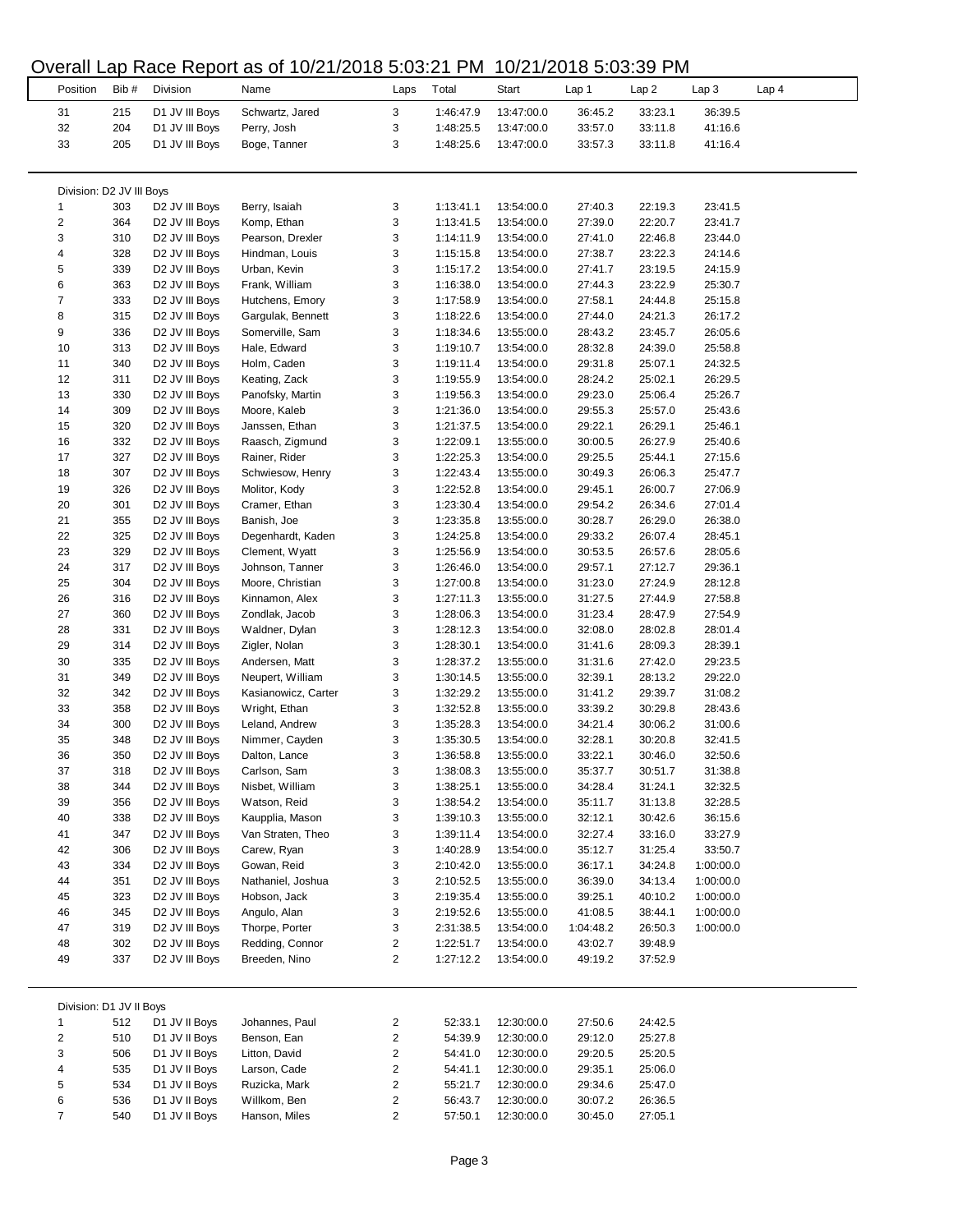# Overall Lap Race Report as of 10/21/2018 5:03:21 PM 10/21/2018 5:03:39 PM

| Position | Bib # | Division | Name | Laps | Total | Start | Lap 1 | Lap 2 | Lap 3 | Lap 4 |
|---|---|---|---|---|---|---|---|---|---|---|
| 31 | 215 | D1 JV III Boys | Schwartz, Jared | 3 | 1:46:47.9 | 13:47:00.0 | 36:45.2 | 33:23.1 | 36:39.5 | |
| 32 | 204 | D1 JV III Boys | Perry, Josh | 3 | 1:48:25.5 | 13:47:00.0 | 33:57.0 | 33:11.8 | 41:16.6 | |
| 33 | 205 | D1 JV III Boys | Boge, Tanner | 3 | 1:48:25.6 | 13:47:00.0 | 33:57.3 | 33:11.8 | 41:16.4 | |

Division: D2 JV III Boys

| Position | Bib # | Division | Name | Laps | Total | Start | Lap 1 | Lap 2 | Lap 3 | Lap 4 |
|---|---|---|---|---|---|---|---|---|---|---|
| 1 | 303 | D2 JV III Boys | Berry, Isaiah | 3 | 1:13:41.1 | 13:54:00.0 | 27:40.3 | 22:19.3 | 23:41.5 | |
| 2 | 364 | D2 JV III Boys | Komp, Ethan | 3 | 1:13:41.5 | 13:54:00.0 | 27:39.0 | 22:20.7 | 23:41.7 | |
| 3 | 310 | D2 JV III Boys | Pearson, Drexler | 3 | 1:14:11.9 | 13:54:00.0 | 27:41.0 | 22:46.8 | 23:44.0 | |
| 4 | 328 | D2 JV III Boys | Hindman, Louis | 3 | 1:15:15.8 | 13:54:00.0 | 27:38.7 | 23:22.3 | 24:14.6 | |
| 5 | 339 | D2 JV III Boys | Urban, Kevin | 3 | 1:15:17.2 | 13:54:00.0 | 27:41.7 | 23:19.5 | 24:15.9 | |
| 6 | 363 | D2 JV III Boys | Frank, William | 3 | 1:16:38.0 | 13:54:00.0 | 27:44.3 | 23:22.9 | 25:30.7 | |
| 7 | 333 | D2 JV III Boys | Hutchens, Emory | 3 | 1:17:58.9 | 13:54:00.0 | 27:58.1 | 24:44.8 | 25:15.8 | |
| 8 | 315 | D2 JV III Boys | Gargulak, Bennett | 3 | 1:18:22.6 | 13:54:00.0 | 27:44.0 | 24:21.3 | 26:17.2 | |
| 9 | 336 | D2 JV III Boys | Somerville, Sam | 3 | 1:18:34.6 | 13:55:00.0 | 28:43.2 | 23:45.7 | 26:05.6 | |
| 10 | 313 | D2 JV III Boys | Hale, Edward | 3 | 1:19:10.7 | 13:54:00.0 | 28:32.8 | 24:39.0 | 25:58.8 | |
| 11 | 340 | D2 JV III Boys | Holm, Caden | 3 | 1:19:11.4 | 13:54:00.0 | 29:31.8 | 25:07.1 | 24:32.5 | |
| 12 | 311 | D2 JV III Boys | Keating, Zack | 3 | 1:19:55.9 | 13:54:00.0 | 28:24.2 | 25:02.1 | 26:29.5 | |
| 13 | 330 | D2 JV III Boys | Panofsky, Martin | 3 | 1:19:56.3 | 13:54:00.0 | 29:23.0 | 25:06.4 | 25:26.7 | |
| 14 | 309 | D2 JV III Boys | Moore, Kaleb | 3 | 1:21:36.0 | 13:54:00.0 | 29:55.3 | 25:57.0 | 25:43.6 | |
| 15 | 320 | D2 JV III Boys | Janssen, Ethan | 3 | 1:21:37.5 | 13:54:00.0 | 29:22.1 | 26:29.1 | 25:46.1 | |
| 16 | 332 | D2 JV III Boys | Raasch, Zigmund | 3 | 1:22:09.1 | 13:55:00.0 | 30:00.5 | 26:27.9 | 25:40.6 | |
| 17 | 327 | D2 JV III Boys | Rainer, Rider | 3 | 1:22:25.3 | 13:54:00.0 | 29:25.5 | 25:44.1 | 27:15.6 | |
| 18 | 307 | D2 JV III Boys | Schwiesow, Henry | 3 | 1:22:43.4 | 13:55:00.0 | 30:49.3 | 26:06.3 | 25:47.7 | |
| 19 | 326 | D2 JV III Boys | Molitor, Kody | 3 | 1:22:52.8 | 13:54:00.0 | 29:45.1 | 26:00.7 | 27:06.9 | |
| 20 | 301 | D2 JV III Boys | Cramer, Ethan | 3 | 1:23:30.4 | 13:54:00.0 | 29:54.2 | 26:34.6 | 27:01.4 | |
| 21 | 355 | D2 JV III Boys | Banish, Joe | 3 | 1:23:35.8 | 13:55:00.0 | 30:28.7 | 26:29.0 | 26:38.0 | |
| 22 | 325 | D2 JV III Boys | Degenhardt, Kaden | 3 | 1:24:25.8 | 13:54:00.0 | 29:33.2 | 26:07.4 | 28:45.1 | |
| 23 | 329 | D2 JV III Boys | Clement, Wyatt | 3 | 1:25:56.9 | 13:54:00.0 | 30:53.5 | 26:57.6 | 28:05.6 | |
| 24 | 317 | D2 JV III Boys | Johnson, Tanner | 3 | 1:26:46.0 | 13:54:00.0 | 29:57.1 | 27:12.7 | 29:36.1 | |
| 25 | 304 | D2 JV III Boys | Moore, Christian | 3 | 1:27:00.8 | 13:54:00.0 | 31:23.0 | 27:24.9 | 28:12.8 | |
| 26 | 316 | D2 JV III Boys | Kinnamon, Alex | 3 | 1:27:11.3 | 13:55:00.0 | 31:27.5 | 27:44.9 | 27:58.8 | |
| 27 | 360 | D2 JV III Boys | Zondlak, Jacob | 3 | 1:28:06.3 | 13:54:00.0 | 31:23.4 | 28:47.9 | 27:54.9 | |
| 28 | 331 | D2 JV III Boys | Waldner, Dylan | 3 | 1:28:12.3 | 13:54:00.0 | 32:08.0 | 28:02.8 | 28:01.4 | |
| 29 | 314 | D2 JV III Boys | Zigler, Nolan | 3 | 1:28:30.1 | 13:54:00.0 | 31:41.6 | 28:09.3 | 28:39.1 | |
| 30 | 335 | D2 JV III Boys | Andersen, Matt | 3 | 1:28:37.2 | 13:55:00.0 | 31:31.6 | 27:42.0 | 29:23.5 | |
| 31 | 349 | D2 JV III Boys | Neupert, William | 3 | 1:30:14.5 | 13:55:00.0 | 32:39.1 | 28:13.2 | 29:22.0 | |
| 32 | 342 | D2 JV III Boys | Kasianowicz, Carter | 3 | 1:32:29.2 | 13:55:00.0 | 31:41.2 | 29:39.7 | 31:08.2 | |
| 33 | 358 | D2 JV III Boys | Wright, Ethan | 3 | 1:32:52.8 | 13:55:00.0 | 33:39.2 | 30:29.8 | 28:43.6 | |
| 34 | 300 | D2 JV III Boys | Leland, Andrew | 3 | 1:35:28.3 | 13:54:00.0 | 34:21.4 | 30:06.2 | 31:00.6 | |
| 35 | 348 | D2 JV III Boys | Nimmer, Cayden | 3 | 1:35:30.5 | 13:55:00.0 | 32:28.1 | 30:20.8 | 32:41.5 | |
| 36 | 350 | D2 JV III Boys | Dalton, Lance | 3 | 1:36:58.8 | 13:55:00.0 | 33:22.1 | 30:46.0 | 32:50.6 | |
| 37 | 318 | D2 JV III Boys | Carlson, Sam | 3 | 1:38:08.3 | 13:55:00.0 | 35:37.7 | 30:51.7 | 31:38.8 | |
| 38 | 344 | D2 JV III Boys | Nisbet, William | 3 | 1:38:25.1 | 13:55:00.0 | 34:28.4 | 31:24.1 | 32:32.5 | |
| 39 | 356 | D2 JV III Boys | Watson, Reid | 3 | 1:38:54.2 | 13:54:00.0 | 35:11.7 | 31:13.8 | 32:28.5 | |
| 40 | 338 | D2 JV III Boys | Kaupplia, Mason | 3 | 1:39:10.3 | 13:55:00.0 | 32:12.1 | 30:42.6 | 36:15.6 | |
| 41 | 347 | D2 JV III Boys | Van Straten, Theo | 3 | 1:39:11.4 | 13:55:00.0 | 32:27.4 | 33:16.0 | 33:27.9 | |
| 42 | 306 | D2 JV III Boys | Carew, Ryan | 3 | 1:40:28.9 | 13:54:00.0 | 35:12.7 | 31:25.4 | 33:50.7 | |
| 43 | 334 | D2 JV III Boys | Gowan, Reid | 3 | 2:10:42.0 | 13:55:00.0 | 36:17.1 | 34:24.8 | 1:00:00.0 | |
| 44 | 351 | D2 JV III Boys | Nathaniel, Joshua | 3 | 2:10:52.5 | 13:55:00.0 | 36:39.0 | 34:13.4 | 1:00:00.0 | |
| 45 | 323 | D2 JV III Boys | Hobson, Jack | 3 | 2:19:35.4 | 13:55:00.0 | 39:25.1 | 40:10.2 | 1:00:00.0 | |
| 46 | 345 | D2 JV III Boys | Angulo, Alan | 3 | 2:19:52.6 | 13:55:00.0 | 41:08.5 | 38:44.1 | 1:00:00.0 | |
| 47 | 319 | D2 JV III Boys | Thorpe, Porter | 3 | 2:31:38.5 | 13:54:00.0 | 1:04:48.2 | 26:50.3 | 1:00:00.0 | |
| 48 | 302 | D2 JV III Boys | Redding, Connor | 2 | 1:22:51.7 | 13:54:00.0 | 43:02.7 | 39:48.9 | | |
| 49 | 337 | D2 JV III Boys | Breeden, Nino | 2 | 1:27:12.2 | 13:54:00.0 | 49:19.2 | 37:52.9 | | |

Division: D1 JV II Boys

| Position | Bib # | Division | Name | Laps | Total | Start | Lap 1 | Lap 2 | Lap 3 | Lap 4 |
|---|---|---|---|---|---|---|---|---|---|---|
| 1 | 512 | D1 JV II Boys | Johannes, Paul | 2 | 52:33.1 | 12:30:00.0 | 27:50.6 | 24:42.5 | | |
| 2 | 510 | D1 JV II Boys | Benson, Ean | 2 | 54:39.9 | 12:30:00.0 | 29:12.0 | 25:27.8 | | |
| 3 | 506 | D1 JV II Boys | Litton, David | 2 | 54:41.0 | 12:30:00.0 | 29:20.5 | 25:20.5 | | |
| 4 | 535 | D1 JV II Boys | Larson, Cade | 2 | 54:41.1 | 12:30:00.0 | 29:35.1 | 25:06.0 | | |
| 5 | 534 | D1 JV II Boys | Ruzicka, Mark | 2 | 55:21.7 | 12:30:00.0 | 29:34.6 | 25:47.0 | | |
| 6 | 536 | D1 JV II Boys | Willkom, Ben | 2 | 56:43.7 | 12:30:00.0 | 30:07.2 | 26:36.5 | | |
| 7 | 540 | D1 JV II Boys | Hanson, Miles | 2 | 57:50.1 | 12:30:00.0 | 30:45.0 | 27:05.1 | | |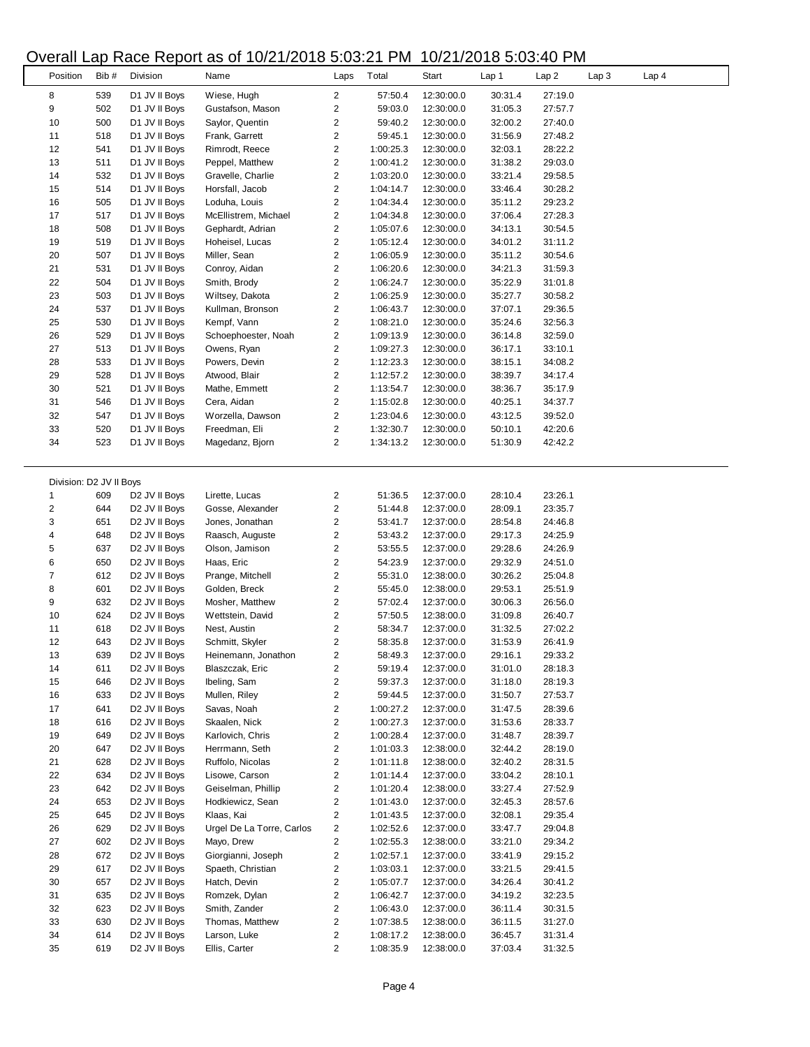# Overall Lap Race Report as of 10/21/2018 5:03:21 PM 10/21/2018 5:03:40 PM

| Position | Bib # | Division | Name | Laps | Total | Start | Lap 1 | Lap 2 | Lap 3 | Lap 4 |
|---|---|---|---|---|---|---|---|---|---|---|
| 8 | 539 | D1 JV II Boys | Wiese, Hugh | 2 | 57:50.4 | 12:30:00.0 | 30:31.4 | 27:19.0 | | |
| 9 | 502 | D1 JV II Boys | Gustafson, Mason | 2 | 59:03.0 | 12:30:00.0 | 31:05.3 | 27:57.7 | | |
| 10 | 500 | D1 JV II Boys | Saylor, Quentin | 2 | 59:40.2 | 12:30:00.0 | 32:00.2 | 27:40.0 | | |
| 11 | 518 | D1 JV II Boys | Frank, Garrett | 2 | 59:45.1 | 12:30:00.0 | 31:56.9 | 27:48.2 | | |
| 12 | 541 | D1 JV II Boys | Rimrodt, Reece | 2 | 1:00:25.3 | 12:30:00.0 | 32:03.1 | 28:22.2 | | |
| 13 | 511 | D1 JV II Boys | Peppel, Matthew | 2 | 1:00:41.2 | 12:30:00.0 | 31:38.2 | 29:03.0 | | |
| 14 | 532 | D1 JV II Boys | Gravelle, Charlie | 2 | 1:03:20.0 | 12:30:00.0 | 33:21.4 | 29:58.5 | | |
| 15 | 514 | D1 JV II Boys | Horsfall, Jacob | 2 | 1:04:14.7 | 12:30:00.0 | 33:46.4 | 30:28.2 | | |
| 16 | 505 | D1 JV II Boys | Loduha, Louis | 2 | 1:04:34.4 | 12:30:00.0 | 35:11.2 | 29:23.2 | | |
| 17 | 517 | D1 JV II Boys | McEllistrem, Michael | 2 | 1:04:34.8 | 12:30:00.0 | 37:06.4 | 27:28.3 | | |
| 18 | 508 | D1 JV II Boys | Gephardt, Adrian | 2 | 1:05:07.6 | 12:30:00.0 | 34:13.1 | 30:54.5 | | |
| 19 | 519 | D1 JV II Boys | Hoheisel, Lucas | 2 | 1:05:12.4 | 12:30:00.0 | 34:01.2 | 31:11.2 | | |
| 20 | 507 | D1 JV II Boys | Miller, Sean | 2 | 1:06:05.9 | 12:30:00.0 | 35:11.2 | 30:54.6 | | |
| 21 | 531 | D1 JV II Boys | Conroy, Aidan | 2 | 1:06:20.6 | 12:30:00.0 | 34:21.3 | 31:59.3 | | |
| 22 | 504 | D1 JV II Boys | Smith, Brody | 2 | 1:06:24.7 | 12:30:00.0 | 35:22.9 | 31:01.8 | | |
| 23 | 503 | D1 JV II Boys | Wiltsey, Dakota | 2 | 1:06:25.9 | 12:30:00.0 | 35:27.7 | 30:58.2 | | |
| 24 | 537 | D1 JV II Boys | Kullman, Bronson | 2 | 1:06:43.7 | 12:30:00.0 | 37:07.1 | 29:36.5 | | |
| 25 | 530 | D1 JV II Boys | Kempf, Vann | 2 | 1:08:21.0 | 12:30:00.0 | 35:24.6 | 32:56.3 | | |
| 26 | 529 | D1 JV II Boys | Schoephoester, Noah | 2 | 1:09:13.9 | 12:30:00.0 | 36:14.8 | 32:59.0 | | |
| 27 | 513 | D1 JV II Boys | Owens, Ryan | 2 | 1:09:27.3 | 12:30:00.0 | 36:17.1 | 33:10.1 | | |
| 28 | 533 | D1 JV II Boys | Powers, Devin | 2 | 1:12:23.3 | 12:30:00.0 | 38:15.1 | 34:08.2 | | |
| 29 | 528 | D1 JV II Boys | Atwood, Blair | 2 | 1:12:57.2 | 12:30:00.0 | 38:39.7 | 34:17.4 | | |
| 30 | 521 | D1 JV II Boys | Mathe, Emmett | 2 | 1:13:54.7 | 12:30:00.0 | 38:36.7 | 35:17.9 | | |
| 31 | 546 | D1 JV II Boys | Cera, Aidan | 2 | 1:15:02.8 | 12:30:00.0 | 40:25.1 | 34:37.7 | | |
| 32 | 547 | D1 JV II Boys | Worzella, Dawson | 2 | 1:23:04.6 | 12:30:00.0 | 43:12.5 | 39:52.0 | | |
| 33 | 520 | D1 JV II Boys | Freedman, Eli | 2 | 1:32:30.7 | 12:30:00.0 | 50:10.1 | 42:20.6 | | |
| 34 | 523 | D1 JV II Boys | Magedanz, Bjorn | 2 | 1:34:13.2 | 12:30:00.0 | 51:30.9 | 42:42.2 | | |

Division: D2 JV II Boys

| Position | Bib # | Division | Name | Laps | Total | Start | Lap 1 | Lap 2 | Lap 3 | Lap 4 |
|---|---|---|---|---|---|---|---|---|---|---|
| 1 | 609 | D2 JV II Boys | Lirette, Lucas | 2 | 51:36.5 | 12:37:00.0 | 28:10.4 | 23:26.1 | | |
| 2 | 644 | D2 JV II Boys | Gosse, Alexander | 2 | 51:44.8 | 12:37:00.0 | 28:09.1 | 23:35.7 | | |
| 3 | 651 | D2 JV II Boys | Jones, Jonathan | 2 | 53:41.7 | 12:37:00.0 | 28:54.8 | 24:46.8 | | |
| 4 | 648 | D2 JV II Boys | Raasch, Auguste | 2 | 53:43.2 | 12:37:00.0 | 29:17.3 | 24:25.9 | | |
| 5 | 637 | D2 JV II Boys | Olson, Jamison | 2 | 53:55.5 | 12:37:00.0 | 29:28.6 | 24:26.9 | | |
| 6 | 650 | D2 JV II Boys | Haas, Eric | 2 | 54:23.9 | 12:37:00.0 | 29:32.9 | 24:51.0 | | |
| 7 | 612 | D2 JV II Boys | Prange, Mitchell | 2 | 55:31.0 | 12:38:00.0 | 30:26.2 | 25:04.8 | | |
| 8 | 601 | D2 JV II Boys | Golden, Breck | 2 | 55:45.0 | 12:38:00.0 | 29:53.1 | 25:51.9 | | |
| 9 | 632 | D2 JV II Boys | Mosher, Matthew | 2 | 57:02.4 | 12:37:00.0 | 30:06.3 | 26:56.0 | | |
| 10 | 624 | D2 JV II Boys | Wettstein, David | 2 | 57:50.5 | 12:38:00.0 | 31:09.8 | 26:40.7 | | |
| 11 | 618 | D2 JV II Boys | Nest, Austin | 2 | 58:34.7 | 12:37:00.0 | 31:32.5 | 27:02.2 | | |
| 12 | 643 | D2 JV II Boys | Schmitt, Skyler | 2 | 58:35.8 | 12:37:00.0 | 31:53.9 | 26:41.9 | | |
| 13 | 639 | D2 JV II Boys | Heinemann, Jonathon | 2 | 58:49.3 | 12:37:00.0 | 29:16.1 | 29:33.2 | | |
| 14 | 611 | D2 JV II Boys | Blaszczak, Eric | 2 | 59:19.4 | 12:37:00.0 | 31:01.0 | 28:18.3 | | |
| 15 | 646 | D2 JV II Boys | Ibeling, Sam | 2 | 59:37.3 | 12:37:00.0 | 31:18.0 | 28:19.3 | | |
| 16 | 633 | D2 JV II Boys | Mullen, Riley | 2 | 59:44.5 | 12:37:00.0 | 31:50.7 | 27:53.7 | | |
| 17 | 641 | D2 JV II Boys | Savas, Noah | 2 | 1:00:27.2 | 12:37:00.0 | 31:47.5 | 28:39.6 | | |
| 18 | 616 | D2 JV II Boys | Skaalen, Nick | 2 | 1:00:27.3 | 12:37:00.0 | 31:53.6 | 28:33.7 | | |
| 19 | 649 | D2 JV II Boys | Karlovich, Chris | 2 | 1:00:28.4 | 12:37:00.0 | 31:48.7 | 28:39.7 | | |
| 20 | 647 | D2 JV II Boys | Herrmann, Seth | 2 | 1:01:03.3 | 12:38:00.0 | 32:44.2 | 28:19.0 | | |
| 21 | 628 | D2 JV II Boys | Ruffolo, Nicolas | 2 | 1:01:11.8 | 12:38:00.0 | 32:40.2 | 28:31.5 | | |
| 22 | 634 | D2 JV II Boys | Lisowe, Carson | 2 | 1:01:14.4 | 12:37:00.0 | 33:04.2 | 28:10.1 | | |
| 23 | 642 | D2 JV II Boys | Geiselman, Phillip | 2 | 1:01:20.4 | 12:38:00.0 | 33:27.4 | 27:52.9 | | |
| 24 | 653 | D2 JV II Boys | Hodkiewicz, Sean | 2 | 1:01:43.0 | 12:37:00.0 | 32:45.3 | 28:57.6 | | |
| 25 | 645 | D2 JV II Boys | Klaas, Kai | 2 | 1:01:43.5 | 12:37:00.0 | 32:08.1 | 29:35.4 | | |
| 26 | 629 | D2 JV II Boys | Urgel De La Torre, Carlos | 2 | 1:02:52.6 | 12:37:00.0 | 33:47.7 | 29:04.8 | | |
| 27 | 602 | D2 JV II Boys | Mayo, Drew | 2 | 1:02:55.3 | 12:38:00.0 | 33:21.0 | 29:34.2 | | |
| 28 | 672 | D2 JV II Boys | Giorgianni, Joseph | 2 | 1:02:57.1 | 12:37:00.0 | 33:41.9 | 29:15.2 | | |
| 29 | 617 | D2 JV II Boys | Spaeth, Christian | 2 | 1:03:03.1 | 12:37:00.0 | 33:21.5 | 29:41.5 | | |
| 30 | 657 | D2 JV II Boys | Hatch, Devin | 2 | 1:05:07.7 | 12:37:00.0 | 34:26.4 | 30:41.2 | | |
| 31 | 635 | D2 JV II Boys | Romzek, Dylan | 2 | 1:06:42.7 | 12:37:00.0 | 34:19.2 | 32:23.5 | | |
| 32 | 623 | D2 JV II Boys | Smith, Zander | 2 | 1:06:43.0 | 12:37:00.0 | 36:11.4 | 30:31.5 | | |
| 33 | 630 | D2 JV II Boys | Thomas, Matthew | 2 | 1:07:38.5 | 12:38:00.0 | 36:11.5 | 31:27.0 | | |
| 34 | 614 | D2 JV II Boys | Larson, Luke | 2 | 1:08:17.2 | 12:38:00.0 | 36:45.7 | 31:31.4 | | |
| 35 | 619 | D2 JV II Boys | Ellis, Carter | 2 | 1:08:35.9 | 12:38:00.0 | 37:03.4 | 31:32.5 | | |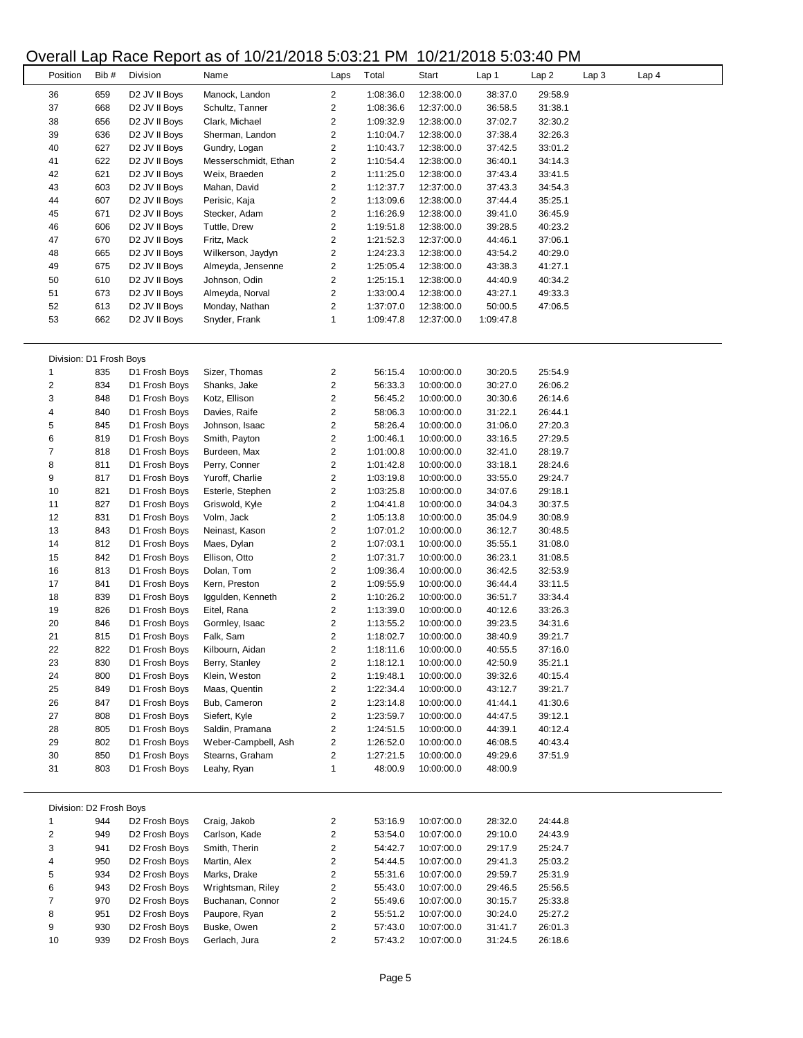# Overall Lap Race Report as of 10/21/2018 5:03:21 PM 10/21/2018 5:03:40 PM

| Position | Bib # | Division | Name | Laps | Total | Start | Lap 1 | Lap 2 | Lap 3 | Lap 4 |
|---|---|---|---|---|---|---|---|---|---|---|
| 36 | 659 | D2 JV II Boys | Manock, Landon | 2 | 1:08:36.0 | 12:38:00.0 | 38:37.0 | 29:58.9 | | |
| 37 | 668 | D2 JV II Boys | Schultz, Tanner | 2 | 1:08:36.6 | 12:37:00.0 | 36:58.5 | 31:38.1 | | |
| 38 | 656 | D2 JV II Boys | Clark, Michael | 2 | 1:09:32.9 | 12:38:00.0 | 37:02.7 | 32:30.2 | | |
| 39 | 636 | D2 JV II Boys | Sherman, Landon | 2 | 1:10:04.7 | 12:38:00.0 | 37:38.4 | 32:26.3 | | |
| 40 | 627 | D2 JV II Boys | Gundry, Logan | 2 | 1:10:43.7 | 12:38:00.0 | 37:42.5 | 33:01.2 | | |
| 41 | 622 | D2 JV II Boys | Messerschmidt, Ethan | 2 | 1:10:54.4 | 12:38:00.0 | 36:40.1 | 34:14.3 | | |
| 42 | 621 | D2 JV II Boys | Weix, Braeden | 2 | 1:11:25.0 | 12:38:00.0 | 37:43.4 | 33:41.5 | | |
| 43 | 603 | D2 JV II Boys | Mahan, David | 2 | 1:12:37.7 | 12:37:00.0 | 37:43.3 | 34:54.3 | | |
| 44 | 607 | D2 JV II Boys | Perisic, Kaja | 2 | 1:13:09.6 | 12:38:00.0 | 37:44.4 | 35:25.1 | | |
| 45 | 671 | D2 JV II Boys | Stecker, Adam | 2 | 1:16:26.9 | 12:38:00.0 | 39:41.0 | 36:45.9 | | |
| 46 | 606 | D2 JV II Boys | Tuttle, Drew | 2 | 1:19:51.8 | 12:38:00.0 | 39:28.5 | 40:23.2 | | |
| 47 | 670 | D2 JV II Boys | Fritz, Mack | 2 | 1:21:52.3 | 12:37:00.0 | 44:46.1 | 37:06.1 | | |
| 48 | 665 | D2 JV II Boys | Wilkerson, Jaydyn | 2 | 1:24:23.3 | 12:38:00.0 | 43:54.2 | 40:29.0 | | |
| 49 | 675 | D2 JV II Boys | Almeyda, Jensenne | 2 | 1:25:05.4 | 12:38:00.0 | 43:38.3 | 41:27.1 | | |
| 50 | 610 | D2 JV II Boys | Johnson, Odin | 2 | 1:25:15.1 | 12:38:00.0 | 44:40.9 | 40:34.2 | | |
| 51 | 673 | D2 JV II Boys | Almeyda, Norval | 2 | 1:33:00.4 | 12:38:00.0 | 43:27.1 | 49:33.3 | | |
| 52 | 613 | D2 JV II Boys | Monday, Nathan | 2 | 1:37:07.0 | 12:38:00.0 | 50:00.5 | 47:06.5 | | |
| 53 | 662 | D2 JV II Boys | Snyder, Frank | 1 | 1:09:47.8 | 12:37:00.0 | 1:09:47.8 | | | |

Division: D1 Frosh Boys

| Position | Bib # | Division | Name | Laps | Total | Start | Lap 1 | Lap 2 | Lap 3 | Lap 4 |
|---|---|---|---|---|---|---|---|---|---|---|
| 1 | 835 | D1 Frosh Boys | Sizer, Thomas | 2 | 56:15.4 | 10:00:00.0 | 30:20.5 | 25:54.9 | | |
| 2 | 834 | D1 Frosh Boys | Shanks, Jake | 2 | 56:33.3 | 10:00:00.0 | 30:27.0 | 26:06.2 | | |
| 3 | 848 | D1 Frosh Boys | Kotz, Ellison | 2 | 56:45.2 | 10:00:00.0 | 30:30.6 | 26:14.6 | | |
| 4 | 840 | D1 Frosh Boys | Davies, Raife | 2 | 58:06.3 | 10:00:00.0 | 31:22.1 | 26:44.1 | | |
| 5 | 845 | D1 Frosh Boys | Johnson, Isaac | 2 | 58:26.4 | 10:00:00.0 | 31:06.0 | 27:20.3 | | |
| 6 | 819 | D1 Frosh Boys | Smith, Payton | 2 | 1:00:46.1 | 10:00:00.0 | 33:16.5 | 27:29.5 | | |
| 7 | 818 | D1 Frosh Boys | Burdeen, Max | 2 | 1:01:00.8 | 10:00:00.0 | 32:41.0 | 28:19.7 | | |
| 8 | 811 | D1 Frosh Boys | Perry, Conner | 2 | 1:01:42.8 | 10:00:00.0 | 33:18.1 | 28:24.6 | | |
| 9 | 817 | D1 Frosh Boys | Yuroff, Charlie | 2 | 1:03:19.8 | 10:00:00.0 | 33:55.0 | 29:24.7 | | |
| 10 | 821 | D1 Frosh Boys | Esterle, Stephen | 2 | 1:03:25.8 | 10:00:00.0 | 34:07.6 | 29:18.1 | | |
| 11 | 827 | D1 Frosh Boys | Griswold, Kyle | 2 | 1:04:41.8 | 10:00:00.0 | 34:04.3 | 30:37.5 | | |
| 12 | 831 | D1 Frosh Boys | Volm, Jack | 2 | 1:05:13.8 | 10:00:00.0 | 35:04.9 | 30:08.9 | | |
| 13 | 843 | D1 Frosh Boys | Neinast, Kason | 2 | 1:07:01.2 | 10:00:00.0 | 36:12.7 | 30:48.5 | | |
| 14 | 812 | D1 Frosh Boys | Maes, Dylan | 2 | 1:07:03.1 | 10:00:00.0 | 35:55.1 | 31:08.0 | | |
| 15 | 842 | D1 Frosh Boys | Ellison, Otto | 2 | 1:07:31.7 | 10:00:00.0 | 36:23.1 | 31:08.5 | | |
| 16 | 813 | D1 Frosh Boys | Dolan, Tom | 2 | 1:09:36.4 | 10:00:00.0 | 36:42.5 | 32:53.9 | | |
| 17 | 841 | D1 Frosh Boys | Kern, Preston | 2 | 1:09:55.9 | 10:00:00.0 | 36:44.4 | 33:11.5 | | |
| 18 | 839 | D1 Frosh Boys | Iggulden, Kenneth | 2 | 1:10:26.2 | 10:00:00.0 | 36:51.7 | 33:34.4 | | |
| 19 | 826 | D1 Frosh Boys | Eitel, Rana | 2 | 1:13:39.0 | 10:00:00.0 | 40:12.6 | 33:26.3 | | |
| 20 | 846 | D1 Frosh Boys | Gormley, Isaac | 2 | 1:13:55.2 | 10:00:00.0 | 39:23.5 | 34:31.6 | | |
| 21 | 815 | D1 Frosh Boys | Falk, Sam | 2 | 1:18:02.7 | 10:00:00.0 | 38:40.9 | 39:21.7 | | |
| 22 | 822 | D1 Frosh Boys | Kilbourn, Aidan | 2 | 1:18:11.6 | 10:00:00.0 | 40:55.5 | 37:16.0 | | |
| 23 | 830 | D1 Frosh Boys | Berry, Stanley | 2 | 1:18:12.1 | 10:00:00.0 | 42:50.9 | 35:21.1 | | |
| 24 | 800 | D1 Frosh Boys | Klein, Weston | 2 | 1:19:48.1 | 10:00:00.0 | 39:32.6 | 40:15.4 | | |
| 25 | 849 | D1 Frosh Boys | Maas, Quentin | 2 | 1:22:34.4 | 10:00:00.0 | 43:12.7 | 39:21.7 | | |
| 26 | 847 | D1 Frosh Boys | Bub, Cameron | 2 | 1:23:14.8 | 10:00:00.0 | 41:44.1 | 41:30.6 | | |
| 27 | 808 | D1 Frosh Boys | Siefert, Kyle | 2 | 1:23:59.7 | 10:00:00.0 | 44:47.5 | 39:12.1 | | |
| 28 | 805 | D1 Frosh Boys | Saldin, Pramana | 2 | 1:24:51.5 | 10:00:00.0 | 44:39.1 | 40:12.4 | | |
| 29 | 802 | D1 Frosh Boys | Weber-Campbell, Ash | 2 | 1:26:52.0 | 10:00:00.0 | 46:08.5 | 40:43.4 | | |
| 30 | 850 | D1 Frosh Boys | Stearns, Graham | 2 | 1:27:21.5 | 10:00:00.0 | 49:29.6 | 37:51.9 | | |
| 31 | 803 | D1 Frosh Boys | Leahy, Ryan | 1 | 48:00.9 | 10:00:00.0 | 48:00.9 | | | |

Division: D2 Frosh Boys

| Position | Bib # | Division | Name | Laps | Total | Start | Lap 1 | Lap 2 | Lap 3 | Lap 4 |
|---|---|---|---|---|---|---|---|---|---|---|
| 1 | 944 | D2 Frosh Boys | Craig, Jakob | 2 | 53:16.9 | 10:07:00.0 | 28:32.0 | 24:44.8 | | |
| 2 | 949 | D2 Frosh Boys | Carlson, Kade | 2 | 53:54.0 | 10:07:00.0 | 29:10.0 | 24:43.9 | | |
| 3 | 941 | D2 Frosh Boys | Smith, Therin | 2 | 54:42.7 | 10:07:00.0 | 29:17.9 | 25:24.7 | | |
| 4 | 950 | D2 Frosh Boys | Martin, Alex | 2 | 54:44.5 | 10:07:00.0 | 29:41.3 | 25:03.2 | | |
| 5 | 934 | D2 Frosh Boys | Marks, Drake | 2 | 55:31.6 | 10:07:00.0 | 29:59.7 | 25:31.9 | | |
| 6 | 943 | D2 Frosh Boys | Wrightsman, Riley | 2 | 55:43.0 | 10:07:00.0 | 29:46.5 | 25:56.5 | | |
| 7 | 970 | D2 Frosh Boys | Buchanan, Connor | 2 | 55:49.6 | 10:07:00.0 | 30:15.7 | 25:33.8 | | |
| 8 | 951 | D2 Frosh Boys | Paupore, Ryan | 2 | 55:51.2 | 10:07:00.0 | 30:24.0 | 25:27.2 | | |
| 9 | 930 | D2 Frosh Boys | Buske, Owen | 2 | 57:43.0 | 10:07:00.0 | 31:41.7 | 26:01.3 | | |
| 10 | 939 | D2 Frosh Boys | Gerlach, Jura | 2 | 57:43.2 | 10:07:00.0 | 31:24.5 | 26:18.6 | | |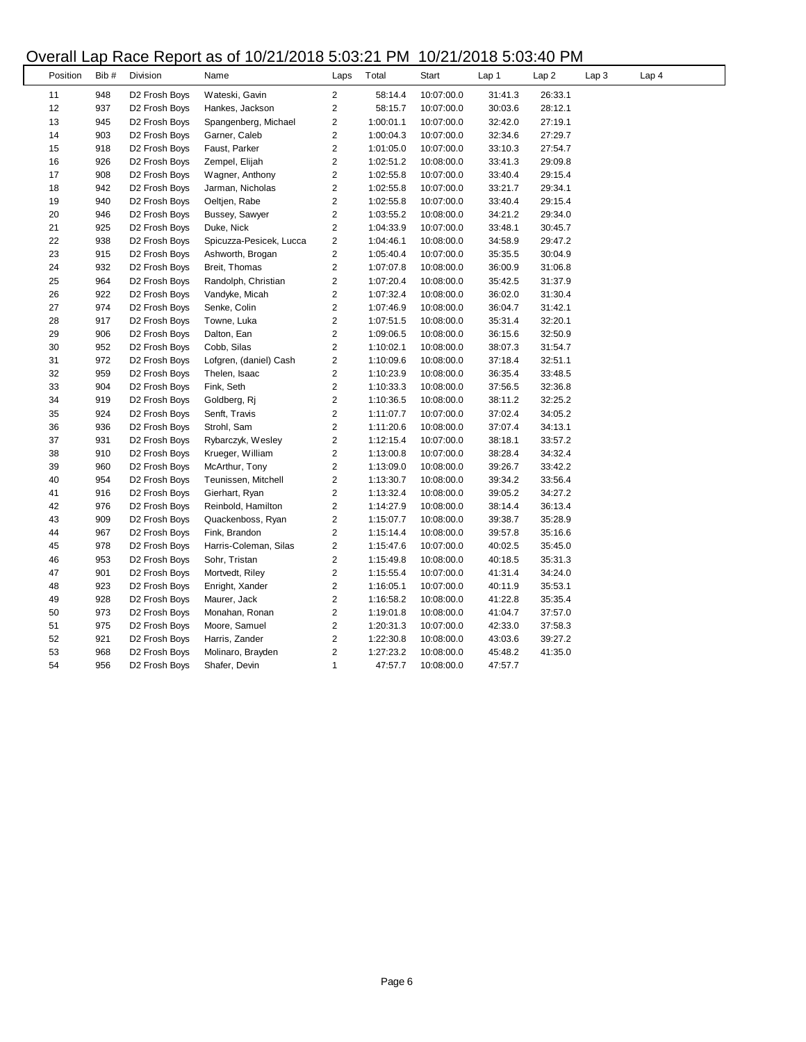# Overall Lap Race Report as of 10/21/2018 5:03:21 PM 10/21/2018 5:03:40 PM

| Position | Bib # | Division | Name | Laps | Total | Start | Lap 1 | Lap 2 | Lap 3 | Lap 4 |
|---|---|---|---|---|---|---|---|---|---|---|
| 11 | 948 | D2 Frosh Boys | Wateski, Gavin | 2 | 58:14.4 | 10:07:00.0 | 31:41.3 | 26:33.1 | | |
| 12 | 937 | D2 Frosh Boys | Hankes, Jackson | 2 | 58:15.7 | 10:07:00.0 | 30:03.6 | 28:12.1 | | |
| 13 | 945 | D2 Frosh Boys | Spangenberg, Michael | 2 | 1:00:01.1 | 10:07:00.0 | 32:42.0 | 27:19.1 | | |
| 14 | 903 | D2 Frosh Boys | Garner, Caleb | 2 | 1:00:04.3 | 10:07:00.0 | 32:34.6 | 27:29.7 | | |
| 15 | 918 | D2 Frosh Boys | Faust, Parker | 2 | 1:01:05.0 | 10:07:00.0 | 33:10.3 | 27:54.7 | | |
| 16 | 926 | D2 Frosh Boys | Zempel, Elijah | 2 | 1:02:51.2 | 10:08:00.0 | 33:41.3 | 29:09.8 | | |
| 17 | 908 | D2 Frosh Boys | Wagner, Anthony | 2 | 1:02:55.8 | 10:07:00.0 | 33:40.4 | 29:15.4 | | |
| 18 | 942 | D2 Frosh Boys | Jarman, Nicholas | 2 | 1:02:55.8 | 10:07:00.0 | 33:21.7 | 29:34.1 | | |
| 19 | 940 | D2 Frosh Boys | Oeltjen, Rabe | 2 | 1:02:55.8 | 10:07:00.0 | 33:40.4 | 29:15.4 | | |
| 20 | 946 | D2 Frosh Boys | Bussey, Sawyer | 2 | 1:03:55.2 | 10:08:00.0 | 34:21.2 | 29:34.0 | | |
| 21 | 925 | D2 Frosh Boys | Duke, Nick | 2 | 1:04:33.9 | 10:07:00.0 | 33:48.1 | 30:45.7 | | |
| 22 | 938 | D2 Frosh Boys | Spicuzza-Pesicek, Lucca | 2 | 1:04:46.1 | 10:08:00.0 | 34:58.9 | 29:47.2 | | |
| 23 | 915 | D2 Frosh Boys | Ashworth, Brogan | 2 | 1:05:40.4 | 10:07:00.0 | 35:35.5 | 30:04.9 | | |
| 24 | 932 | D2 Frosh Boys | Breit, Thomas | 2 | 1:07:07.8 | 10:08:00.0 | 36:00.9 | 31:06.8 | | |
| 25 | 964 | D2 Frosh Boys | Randolph, Christian | 2 | 1:07:20.4 | 10:08:00.0 | 35:42.5 | 31:37.9 | | |
| 26 | 922 | D2 Frosh Boys | Vandyke, Micah | 2 | 1:07:32.4 | 10:08:00.0 | 36:02.0 | 31:30.4 | | |
| 27 | 974 | D2 Frosh Boys | Senke, Colin | 2 | 1:07:46.9 | 10:08:00.0 | 36:04.7 | 31:42.1 | | |
| 28 | 917 | D2 Frosh Boys | Towne, Luka | 2 | 1:07:51.5 | 10:08:00.0 | 35:31.4 | 32:20.1 | | |
| 29 | 906 | D2 Frosh Boys | Dalton, Ean | 2 | 1:09:06.5 | 10:08:00.0 | 36:15.6 | 32:50.9 | | |
| 30 | 952 | D2 Frosh Boys | Cobb, Silas | 2 | 1:10:02.1 | 10:08:00.0 | 38:07.3 | 31:54.7 | | |
| 31 | 972 | D2 Frosh Boys | Lofgren, (daniel) Cash | 2 | 1:10:09.6 | 10:08:00.0 | 37:18.4 | 32:51.1 | | |
| 32 | 959 | D2 Frosh Boys | Thelen, Isaac | 2 | 1:10:23.9 | 10:08:00.0 | 36:35.4 | 33:48.5 | | |
| 33 | 904 | D2 Frosh Boys | Fink, Seth | 2 | 1:10:33.3 | 10:08:00.0 | 37:56.5 | 32:36.8 | | |
| 34 | 919 | D2 Frosh Boys | Goldberg, Rj | 2 | 1:10:36.5 | 10:08:00.0 | 38:11.2 | 32:25.2 | | |
| 35 | 924 | D2 Frosh Boys | Senft, Travis | 2 | 1:11:07.7 | 10:07:00.0 | 37:02.4 | 34:05.2 | | |
| 36 | 936 | D2 Frosh Boys | Strohl, Sam | 2 | 1:11:20.6 | 10:08:00.0 | 37:07.4 | 34:13.1 | | |
| 37 | 931 | D2 Frosh Boys | Rybarczyk, Wesley | 2 | 1:12:15.4 | 10:07:00.0 | 38:18.1 | 33:57.2 | | |
| 38 | 910 | D2 Frosh Boys | Krueger, William | 2 | 1:13:00.8 | 10:07:00.0 | 38:28.4 | 34:32.4 | | |
| 39 | 960 | D2 Frosh Boys | McArthur, Tony | 2 | 1:13:09.0 | 10:08:00.0 | 39:26.7 | 33:42.2 | | |
| 40 | 954 | D2 Frosh Boys | Teunissen, Mitchell | 2 | 1:13:30.7 | 10:08:00.0 | 39:34.2 | 33:56.4 | | |
| 41 | 916 | D2 Frosh Boys | Gierhart, Ryan | 2 | 1:13:32.4 | 10:08:00.0 | 39:05.2 | 34:27.2 | | |
| 42 | 976 | D2 Frosh Boys | Reinbold, Hamilton | 2 | 1:14:27.9 | 10:08:00.0 | 38:14.4 | 36:13.4 | | |
| 43 | 909 | D2 Frosh Boys | Quackenboss, Ryan | 2 | 1:15:07.7 | 10:08:00.0 | 39:38.7 | 35:28.9 | | |
| 44 | 967 | D2 Frosh Boys | Fink, Brandon | 2 | 1:15:14.4 | 10:08:00.0 | 39:57.8 | 35:16.6 | | |
| 45 | 978 | D2 Frosh Boys | Harris-Coleman, Silas | 2 | 1:15:47.6 | 10:07:00.0 | 40:02.5 | 35:45.0 | | |
| 46 | 953 | D2 Frosh Boys | Sohr, Tristan | 2 | 1:15:49.8 | 10:08:00.0 | 40:18.5 | 35:31.3 | | |
| 47 | 901 | D2 Frosh Boys | Mortvedt, Riley | 2 | 1:15:55.4 | 10:07:00.0 | 41:31.4 | 34:24.0 | | |
| 48 | 923 | D2 Frosh Boys | Enright, Xander | 2 | 1:16:05.1 | 10:07:00.0 | 40:11.9 | 35:53.1 | | |
| 49 | 928 | D2 Frosh Boys | Maurer, Jack | 2 | 1:16:58.2 | 10:08:00.0 | 41:22.8 | 35:35.4 | | |
| 50 | 973 | D2 Frosh Boys | Monahan, Ronan | 2 | 1:19:01.8 | 10:08:00.0 | 41:04.7 | 37:57.0 | | |
| 51 | 975 | D2 Frosh Boys | Moore, Samuel | 2 | 1:20:31.3 | 10:07:00.0 | 42:33.0 | 37:58.3 | | |
| 52 | 921 | D2 Frosh Boys | Harris, Zander | 2 | 1:22:30.8 | 10:08:00.0 | 43:03.6 | 39:27.2 | | |
| 53 | 968 | D2 Frosh Boys | Molinaro, Brayden | 2 | 1:27:23.2 | 10:08:00.0 | 45:48.2 | 41:35.0 | | |
| 54 | 956 | D2 Frosh Boys | Shafer, Devin | 1 | 47:57.7 | 10:08:00.0 | 47:57.7 | | | |